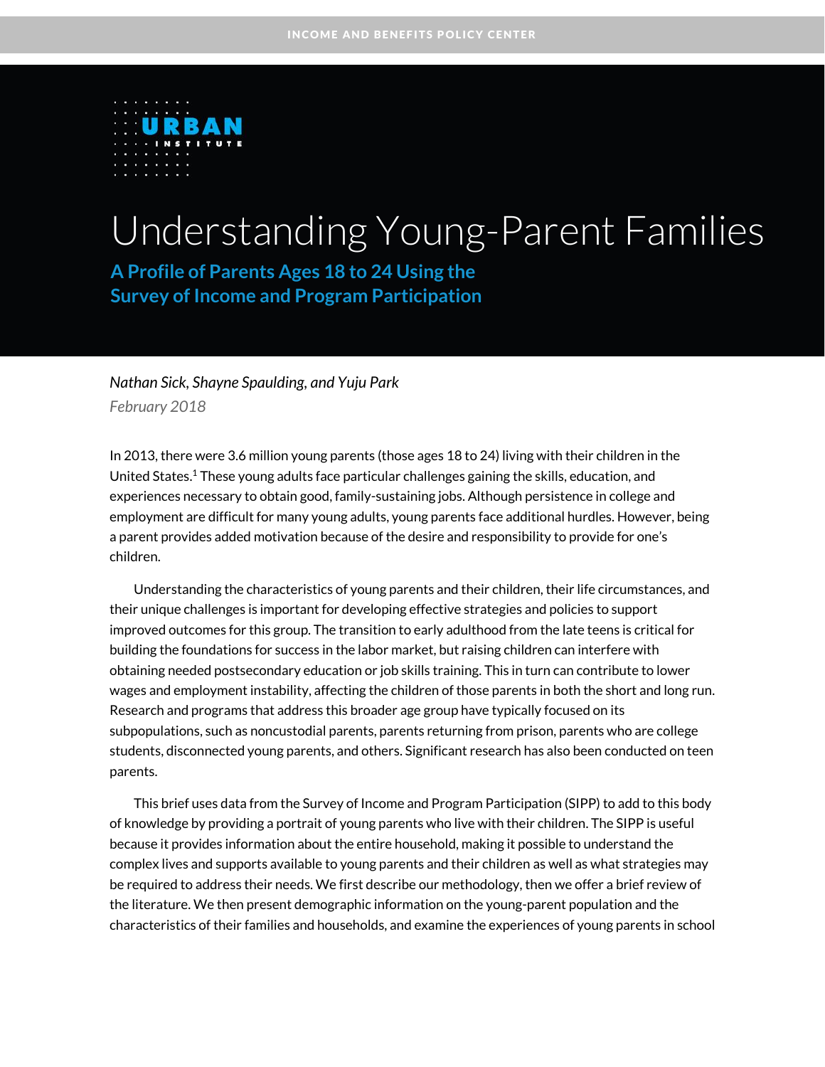INCOME AND BENEFITS POLICY CENTER

# Understanding Young-Parent Families

## A Profile of Parents Ages 18 to 24 Using the Survey of Income and Program Participation

*Nathan Sick, Shayne Spaulding, and Yuju Park*

*February 2018*

In 2013, there were 3.6 million young parents (those ages 18 to 24) living with their children in the United States.[1] These young adults face particular challenges gaining the skills, education, and experiences necessary to obtain good, family-sustaining jobs. Although persistence in college and employment are difficult for many young adults, young parents face additional hurdles. However, being a parent provides added motivation because of the desire and responsibility to provide for one's children.

Understanding the characteristics of young parents and their children, their life circumstances, and their unique challenges is important for developing effective strategies and policies to support improved outcomes for this group. The transition to early adulthood from the late teens is critical for building the foundations for success in the labor market, but raising children can interfere with obtaining needed postsecondary education or job skills training. This in turn can contribute to lower wages and employment instability, affecting the children of those parents in both the short and long run. Research and programs that address this broader age group have typically focused on its subpopulations, such as noncustodial parents, parents returning from prison, parents who are college students, disconnected young parents, and others. Significant research has also been conducted on teen parents.

This brief uses data from the Survey of Income and Program Participation (SIPP) to add to this body of knowledge by providing a portrait of young parents who live with their children. The SIPP is useful because it provides information about the entire household, making it possible to understand the complex lives and supports available to young parents and their children as well as what strategies may be required to address their needs. We first describe our methodology, then we offer a brief review of the literature. We then present demographic information on the young-parent population and the characteristics of their families and households, and examine the experiences of young parents in school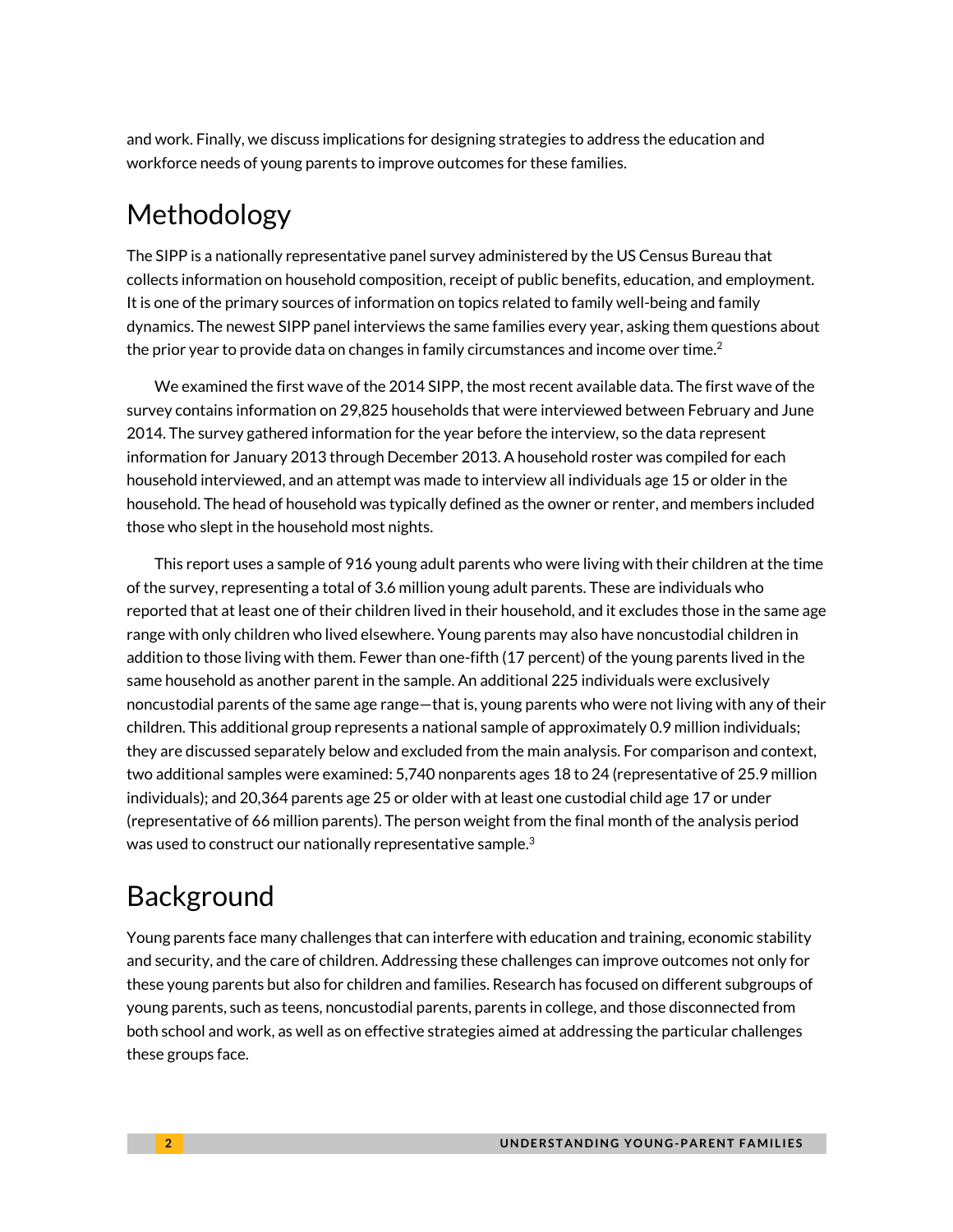and work. Finally, we discuss implications for designing strategies to address the education and workforce needs of young parents to improve outcomes for these families.

## Methodology

The SIPP is a nationally representative panel survey administered by the US Census Bureau that collects information on household composition, receipt of public benefits, education, and employment. It is one of the primary sources of information on topics related to family well-being and family dynamics. The newest SIPP panel interviews the same families every year, asking them questions about the prior year to provide data on changes in family circumstances and income over time.[2]

We examined the first wave of the 2014 SIPP, the most recent available data. The first wave of the survey contains information on 29,825 households that were interviewed between February and June 2014. The survey gathered information for the year before the interview, so the data represent information for January 2013 through December 2013. A household roster was compiled for each household interviewed, and an attempt was made to interview all individuals age 15 or older in the household. The head of household was typically defined as the owner or renter, and members included those who slept in the household most nights.

This report uses a sample of 916 young adult parents who were living with their children at the time of the survey, representing a total of 3.6 million young adult parents. These are individuals who reported that at least one of their children lived in their household, and it excludes those in the same age range with only children who lived elsewhere. Young parents may also have noncustodial children in addition to those living with them. Fewer than one-fifth (17 percent) of the young parents lived in the same household as another parent in the sample. An additional 225 individuals were exclusively noncustodial parents of the same age range—that is, young parents who were not living with any of their children. This additional group represents a national sample of approximately 0.9 million individuals; they are discussed separately below and excluded from the main analysis. For comparison and context, two additional samples were examined: 5,740 nonparents ages 18 to 24 (representative of 25.9 million individuals); and 20,364 parents age 25 or older with at least one custodial child age 17 or under (representative of 66 million parents). The person weight from the final month of the analysis period was used to construct our nationally representative sample.[3]

## Background

Young parents face many challenges that can interfere with education and training, economic stability and security, and the care of children. Addressing these challenges can improve outcomes not only for these young parents but also for children and families. Research has focused on different subgroups of young parents, such as teens, noncustodial parents, parents in college, and those disconnected from both school and work, as well as on effective strategies aimed at addressing the particular challenges these groups face.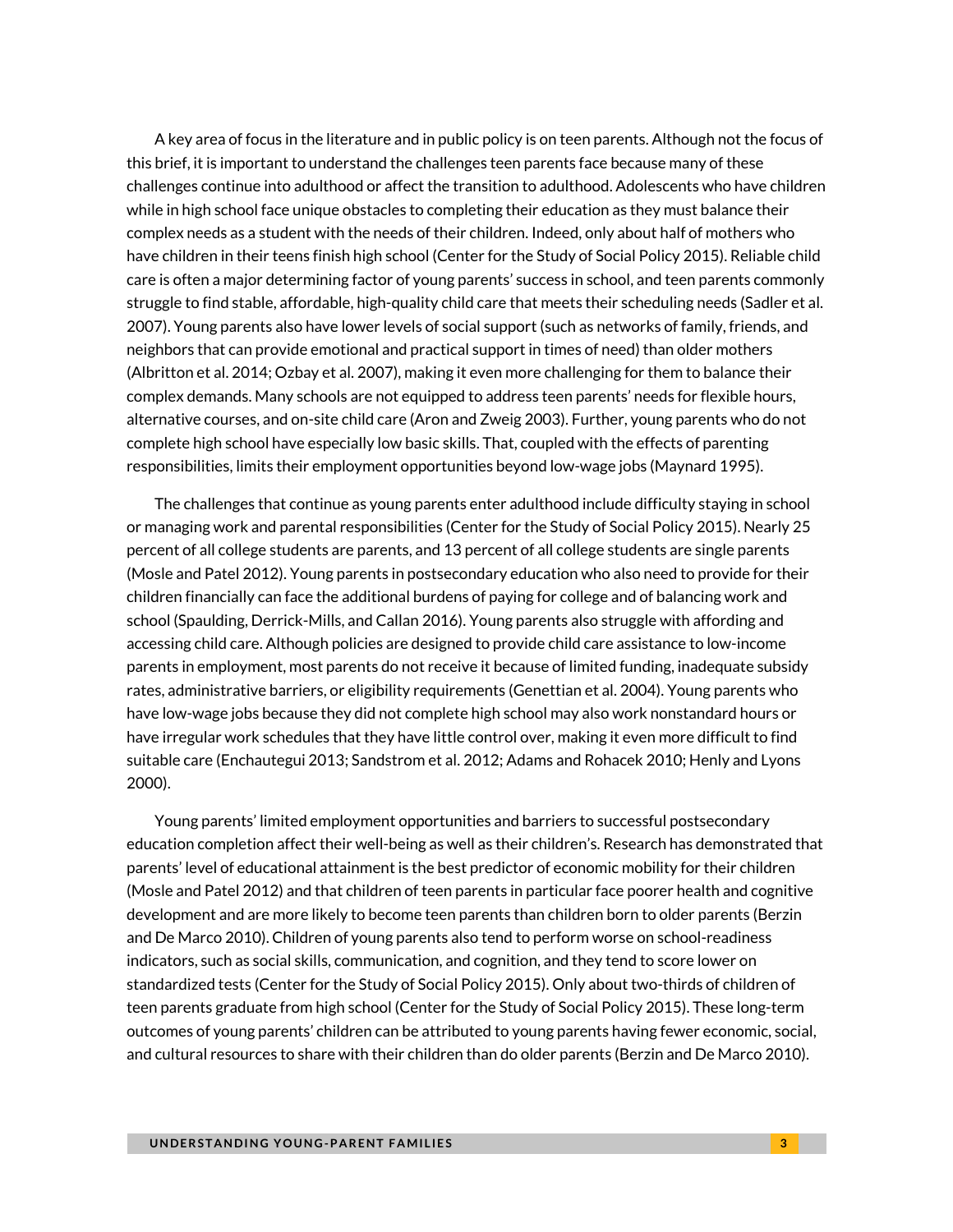A key area of focus in the literature and in public policy is on teen parents. Although not the focus of this brief, it is important to understand the challenges teen parents face because many of these challenges continue into adulthood or affect the transition to adulthood. Adolescents who have children while in high school face unique obstacles to completing their education as they must balance their complex needs as a student with the needs of their children. Indeed, only about half of mothers who have children in their teens finish high school (Center for the Study of Social Policy 2015). Reliable child care is often a major determining factor of young parents' success in school, and teen parents commonly struggle to find stable, affordable, high-quality child care that meets their scheduling needs (Sadler et al. 2007). Young parents also have lower levels of social support (such as networks of family, friends, and neighbors that can provide emotional and practical support in times of need) than older mothers (Albritton et al. 2014; Ozbay et al. 2007), making it even more challenging for them to balance their complex demands. Many schools are not equipped to address teen parents' needs for flexible hours, alternative courses, and on-site child care (Aron and Zweig 2003). Further, young parents who do not complete high school have especially low basic skills. That, coupled with the effects of parenting responsibilities, limits their employment opportunities beyond low-wage jobs (Maynard 1995).

The challenges that continue as young parents enter adulthood include difficulty staying in school or managing work and parental responsibilities (Center for the Study of Social Policy 2015). Nearly 25 percent of all college students are parents, and 13 percent of all college students are single parents (Mosle and Patel 2012). Young parents in postsecondary education who also need to provide for their children financially can face the additional burdens of paying for college and of balancing work and school (Spaulding, Derrick-Mills, and Callan 2016). Young parents also struggle with affording and accessing child care. Although policies are designed to provide child care assistance to low-income parents in employment, most parents do not receive it because of limited funding, inadequate subsidy rates, administrative barriers, or eligibility requirements (Genettian et al. 2004). Young parents who have low-wage jobs because they did not complete high school may also work nonstandard hours or have irregular work schedules that they have little control over, making it even more difficult to find suitable care (Enchautegui 2013; Sandstrom et al. 2012; Adams and Rohacek 2010; Henly and Lyons 2000).

Young parents' limited employment opportunities and barriers to successful postsecondary education completion affect their well-being as well as their children's. Research has demonstrated that parents' level of educational attainment is the best predictor of economic mobility for their children (Mosle and Patel 2012) and that children of teen parents in particular face poorer health and cognitive development and are more likely to become teen parents than children born to older parents (Berzin and De Marco 2010). Children of young parents also tend to perform worse on school-readiness indicators, such as social skills, communication, and cognition, and they tend to score lower on standardized tests (Center for the Study of Social Policy 2015). Only about two-thirds of children of teen parents graduate from high school (Center for the Study of Social Policy 2015). These long-term outcomes of young parents' children can be attributed to young parents having fewer economic, social, and cultural resources to share with their children than do older parents (Berzin and De Marco 2010).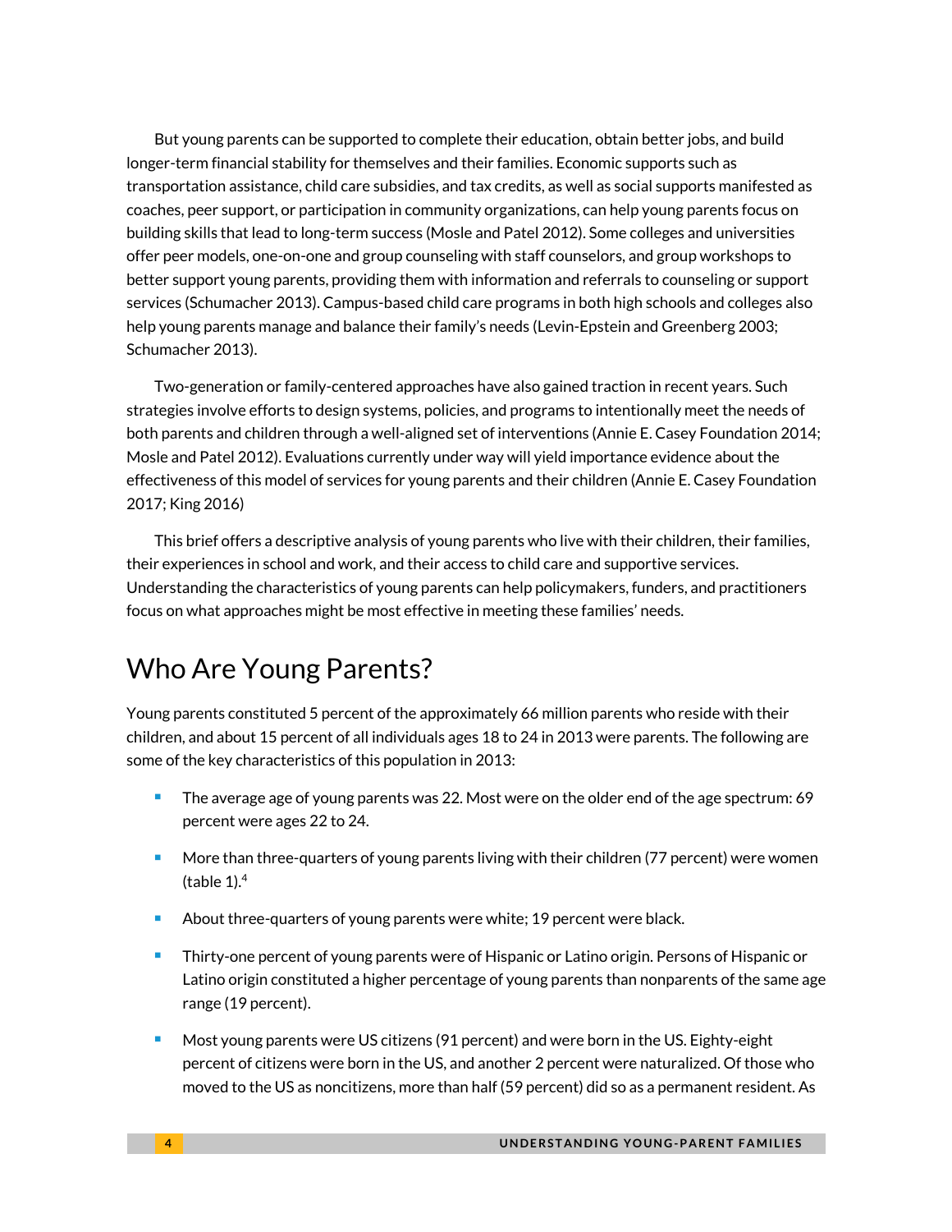But young parents can be supported to complete their education, obtain better jobs, and build longer-term financial stability for themselves and their families. Economic supports such as transportation assistance, child care subsidies, and tax credits, as well as social supports manifested as coaches, peer support, or participation in community organizations, can help young parents focus on building skills that lead to long-term success (Mosle and Patel 2012). Some colleges and universities offer peer models, one-on-one and group counseling with staff counselors, and group workshops to better support young parents, providing them with information and referrals to counseling or support services (Schumacher 2013). Campus-based child care programs in both high schools and colleges also help young parents manage and balance their family's needs (Levin-Epstein and Greenberg 2003; Schumacher 2013).

Two-generation or family-centered approaches have also gained traction in recent years. Such strategies involve efforts to design systems, policies, and programs to intentionally meet the needs of both parents and children through a well-aligned set of interventions (Annie E. Casey Foundation 2014; Mosle and Patel 2012). Evaluations currently under way will yield importance evidence about the effectiveness of this model of services for young parents and their children (Annie E. Casey Foundation 2017; King 2016)

This brief offers a descriptive analysis of young parents who live with their children, their families, their experiences in school and work, and their access to child care and supportive services. Understanding the characteristics of young parents can help policymakers, funders, and practitioners focus on what approaches might be most effective in meeting these families' needs.

# Who Are Young Parents?

Young parents constituted 5 percent of the approximately 66 million parents who reside with their children, and about 15 percent of all individuals ages 18 to 24 in 2013 were parents. The following are some of the key characteristics of this population in 2013:

- The average age of young parents was 22. Most were on the older end of the age spectrum: 69 percent were ages 22 to 24.
- More than three-quarters of young parents living with their children (77 percent) were women (table 1).[4]
- About three-quarters of young parents were white; 19 percent were black.
- Thirty-one percent of young parents were of Hispanic or Latino origin. Persons of Hispanic or Latino origin constituted a higher percentage of young parents than nonparents of the same age range (19 percent).
- Most young parents were US citizens (91 percent) and were born in the US. Eighty-eight percent of citizens were born in the US, and another 2 percent were naturalized. Of those who moved to the US as noncitizens, more than half (59 percent) did so as a permanent resident. As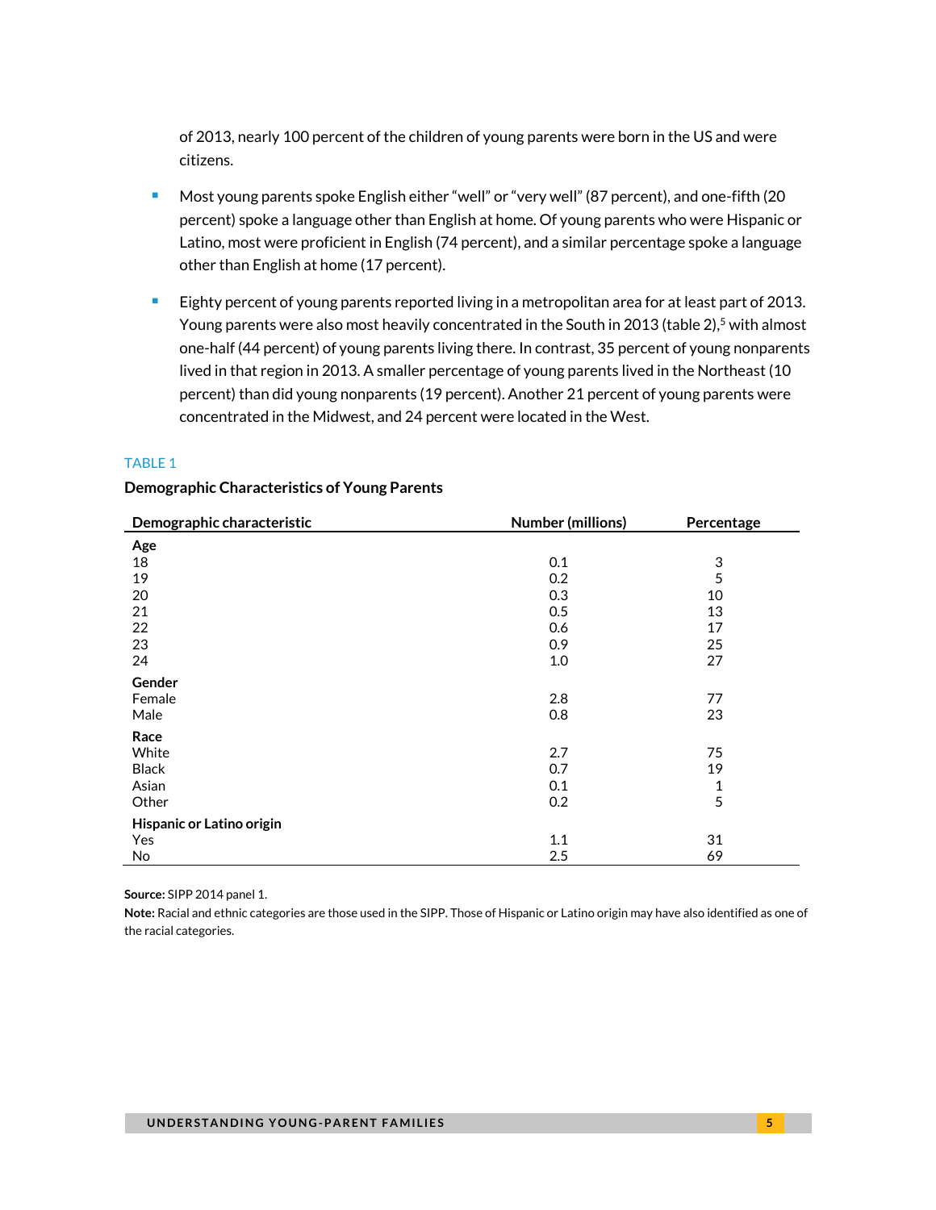of 2013, nearly 100 percent of the children of young parents were born in the US and were citizens.

- Most young parents spoke English either "well" or "very well" (87 percent), and one-fifth (20 percent) spoke a language other than English at home. Of young parents who were Hispanic or Latino, most were proficient in English (74 percent), and a similar percentage spoke a language other than English at home (17 percent).
- Eighty percent of young parents reported living in a metropolitan area for at least part of 2013. Young parents were also most heavily concentrated in the South in 2013 (table 2),[5] with almost one-half (44 percent) of young parents living there. In contrast, 35 percent of young nonparents lived in that region in 2013. A smaller percentage of young parents lived in the Northeast (10 percent) than did young nonparents (19 percent). Another 21 percent of young parents were concentrated in the Midwest, and 24 percent were located in the West.

TABLE 1

**Demographic Characteristics of Young Parents**

| Demographic characteristic | Number (millions) | Percentage |
|---|---|---|
| **Age** | | |
| 18 | 0.1 | 3 |
| 19 | 0.2 | 5 |
| 20 | 0.3 | 10 |
| 21 | 0.5 | 13 |
| 22 | 0.6 | 17 |
| 23 | 0.9 | 25 |
| 24 | 1.0 | 27 |
| **Gender** | | |
| Female | 2.8 | 77 |
| Male | 0.8 | 23 |
| **Race** | | |
| White | 2.7 | 75 |
| Black | 0.7 | 19 |
| Asian | 0.1 | 1 |
| Other | 0.2 | 5 |
| **Hispanic or Latino origin** | | |
| Yes | 1.1 | 31 |
| No | 2.5 | 69 |

**Source:** SIPP 2014 panel 1.

**Note:** Racial and ethnic categories are those used in the SIPP. Those of Hispanic or Latino origin may have also identified as one of the racial categories.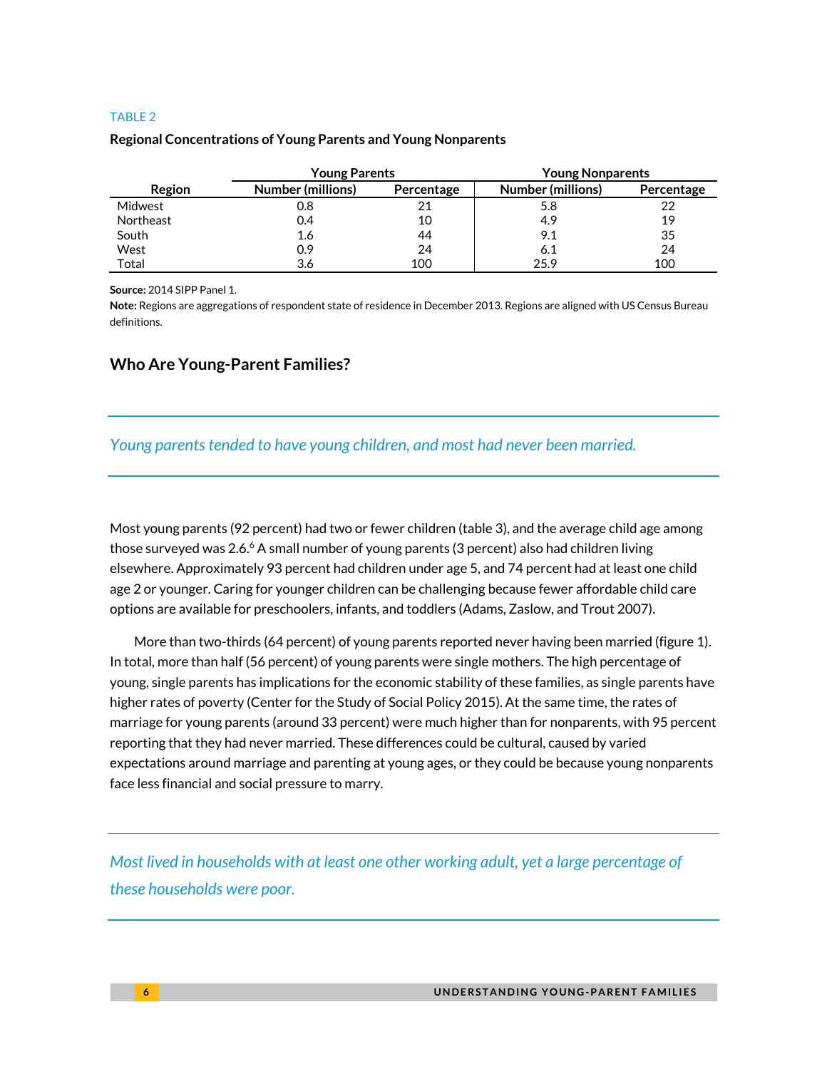TABLE 2

**Regional Concentrations of Young Parents and Young Nonparents**

| Region | Young Parents | | Young Nonparents | |
|---|---|---|---|---|
| | Number (millions) | Percentage | Number (millions) | Percentage |
| Midwest | 0.8 | 21 | 5.8 | 22 |
| Northeast | 0.4 | 10 | 4.9 | 19 |
| South | 1.6 | 44 | 9.1 | 35 |
| West | 0.9 | 24 | 6.1 | 24 |
| Total | 3.6 | 100 | 25.9 | 100 |

**Source:** 2014 SIPP Panel 1.
**Note:** Regions are aggregations of respondent state of residence in December 2013. Regions are aligned with US Census Bureau definitions.

## Who Are Young-Parent Families?

*Young parents tended to have young children, and most had never been married.*

Most young parents (92 percent) had two or fewer children (table 3), and the average child age among those surveyed was 2.6.[6] A small number of young parents (3 percent) also had children living elsewhere. Approximately 93 percent had children under age 5, and 74 percent had at least one child age 2 or younger. Caring for younger children can be challenging because fewer affordable child care options are available for preschoolers, infants, and toddlers (Adams, Zaslow, and Trout 2007).

More than two-thirds (64 percent) of young parents reported never having been married (figure 1). In total, more than half (56 percent) of young parents were single mothers. The high percentage of young, single parents has implications for the economic stability of these families, as single parents have higher rates of poverty (Center for the Study of Social Policy 2015). At the same time, the rates of marriage for young parents (around 33 percent) were much higher than for nonparents, with 95 percent reporting that they had never married. These differences could be cultural, caused by varied expectations around marriage and parenting at young ages, or they could be because young nonparents face less financial and social pressure to marry.

*Most lived in households with at least one other working adult, yet a large percentage of these households were poor.*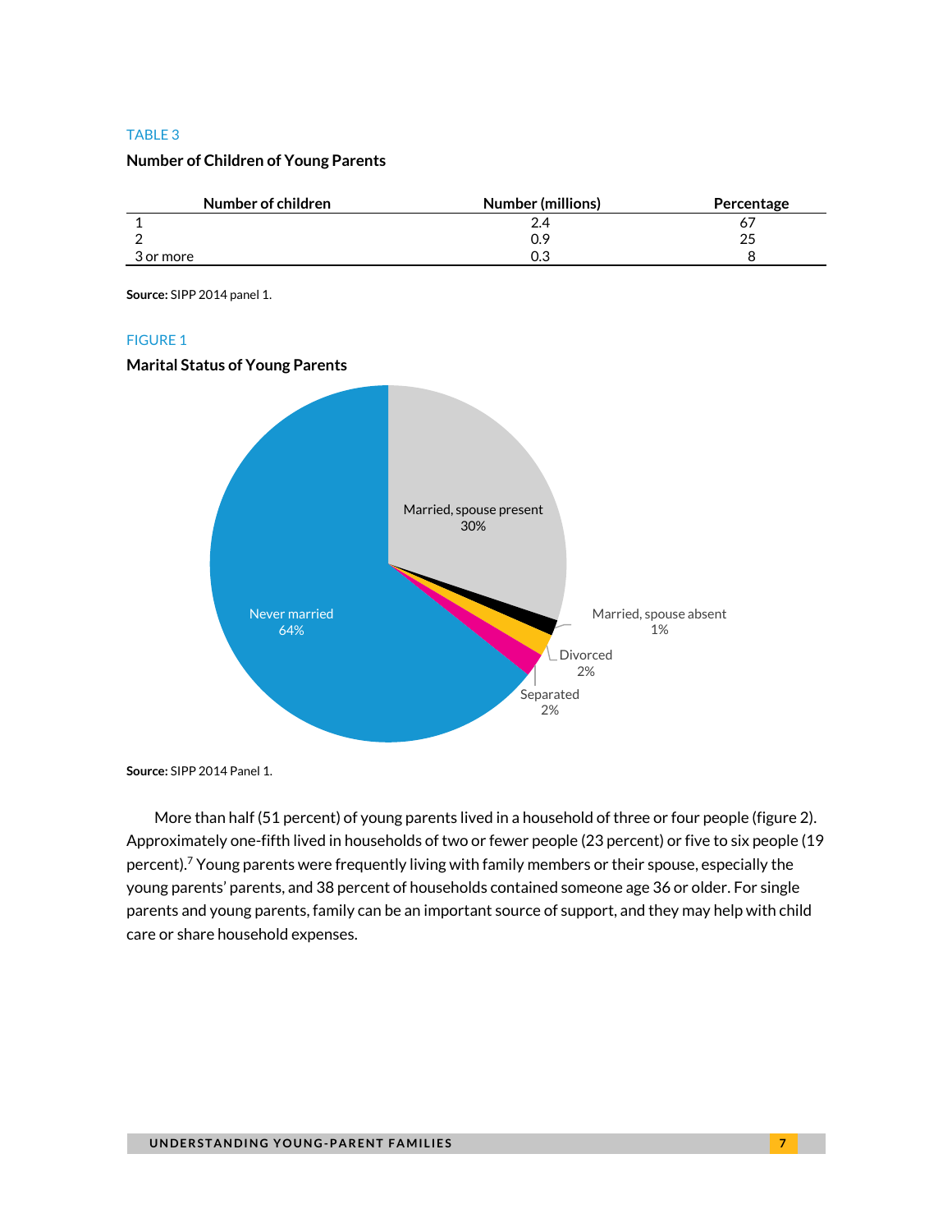TABLE 3

**Number of Children of Young Parents**

| Number of children | Number (millions) | Percentage |
|---|---|---|
| 1 | 2.4 | 67 |
| 2 | 0.9 | 25 |
| 3 or more | 0.3 | 8 |

**Source:** SIPP 2014 panel 1.

FIGURE 1

**Marital Status of Young Parents**

Married, spouse present 30%
Married, spouse absent 1%
Divorced 2%
Separated 2%
Never married 64%

**Source:** SIPP 2014 Panel 1.

More than half (51 percent) of young parents lived in a household of three or four people (figure 2). Approximately one-fifth lived in households of two or fewer people (23 percent) or five to six people (19 percent).[7] Young parents were frequently living with family members or their spouse, especially the young parents' parents, and 38 percent of households contained someone age 36 or older. For single parents and young parents, family can be an important source of support, and they may help with child care or share household expenses.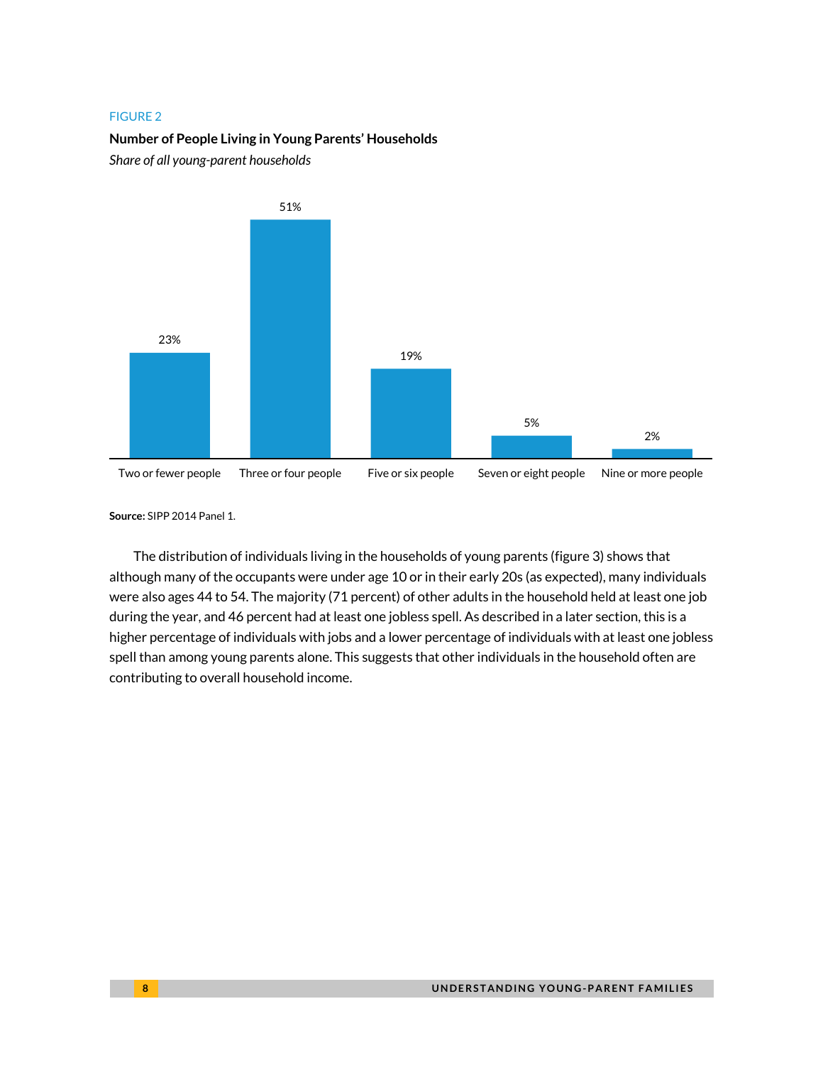FIGURE 2

**Number of People Living in Young Parents' Households**

*Share of all young-parent households*

| Two or fewer people | Three or four people | Five or six people | Seven or eight people | Nine or more people |
|---|---|---|---|---|
| 23% | 51% | 19% | 5% | 2% |

**Source:** SIPP 2014 Panel 1.

The distribution of individuals living in the households of young parents (figure 3) shows that although many of the occupants were under age 10 or in their early 20s (as expected), many individuals were also ages 44 to 54. The majority (71 percent) of other adults in the household held at least one job during the year, and 46 percent had at least one jobless spell. As described in a later section, this is a higher percentage of individuals with jobs and a lower percentage of individuals with at least one jobless spell than among young parents alone. This suggests that other individuals in the household often are contributing to overall household income.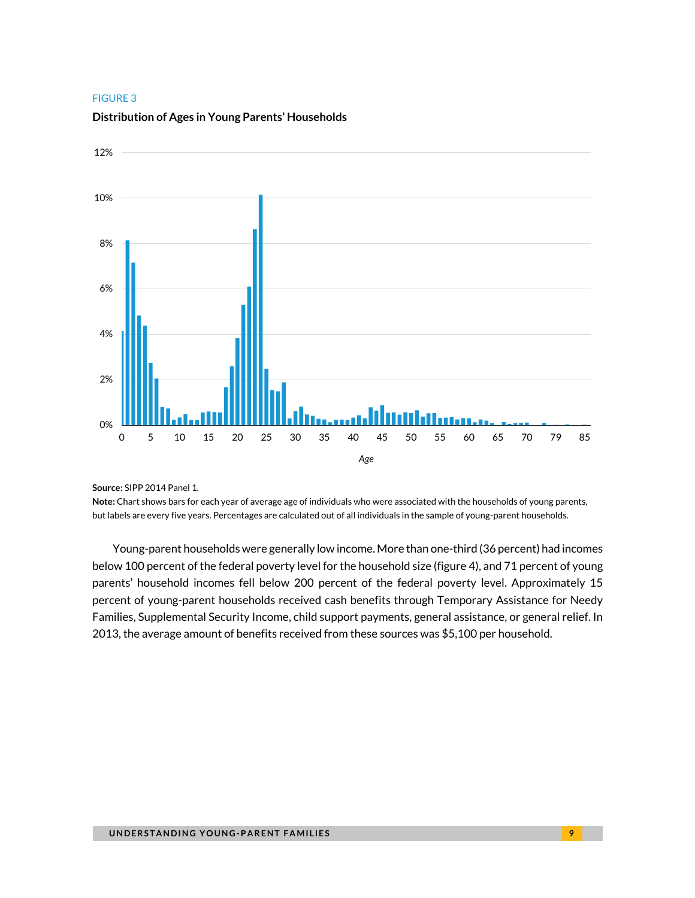FIGURE 3

**Distribution of Ages in Young Parents' Households**

**Source:** SIPP 2014 Panel 1.

**Note:** Chart shows bars for each year of average age of individuals who were associated with the households of young parents, but labels are every five years. Percentages are calculated out of all individuals in the sample of young-parent households.

Young-parent households were generally low income. More than one-third (36 percent) had incomes below 100 percent of the federal poverty level for the household size (figure 4), and 71 percent of young parents' household incomes fell below 200 percent of the federal poverty level. Approximately 15 percent of young-parent households received cash benefits through Temporary Assistance for Needy Families, Supplemental Security Income, child support payments, general assistance, or general relief. In 2013, the average amount of benefits received from these sources was $5,100 per household.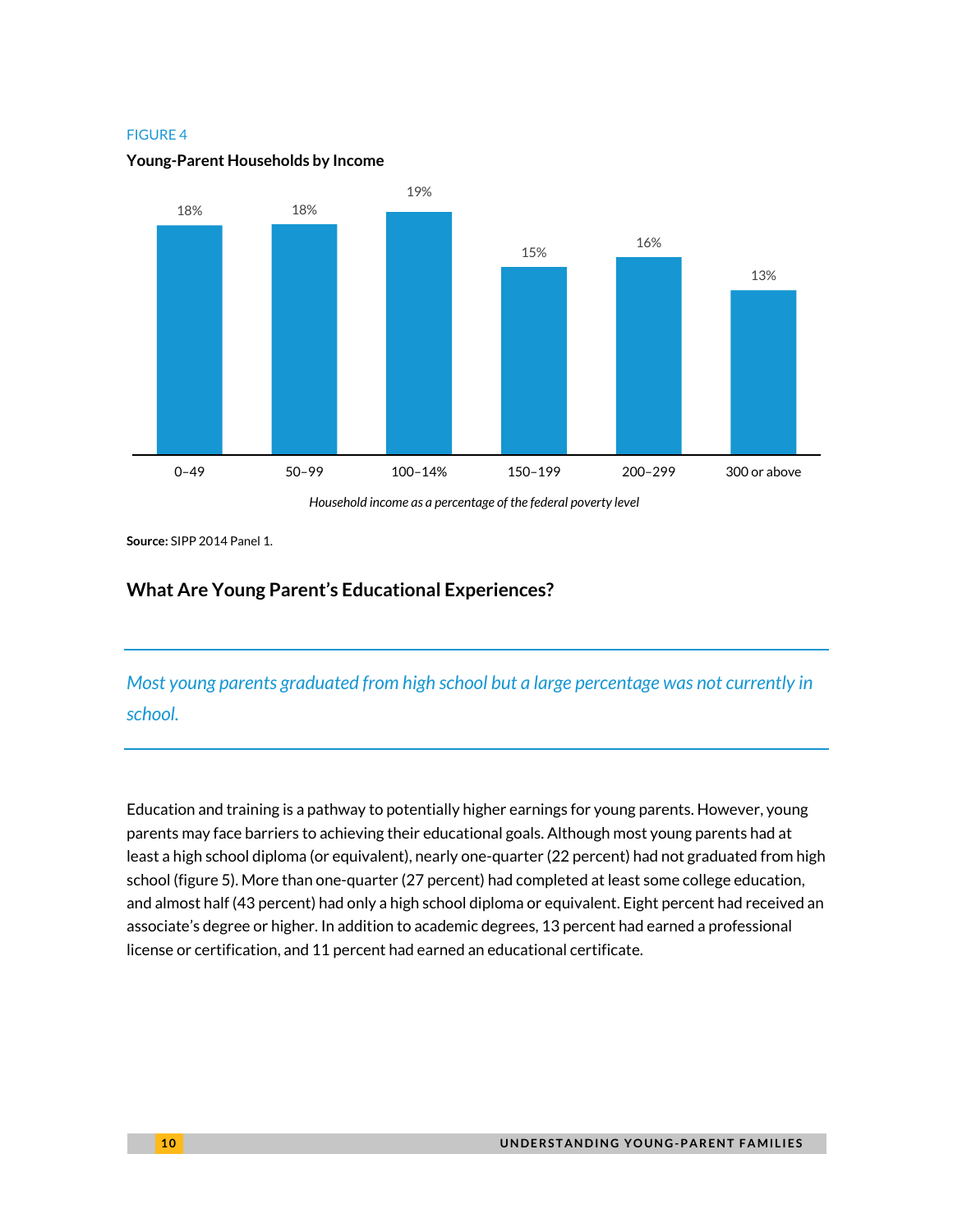FIGURE 4

**Young-Parent Households by Income**

| Household income as a percentage of the federal poverty level | Share |
|---|---|
| 0–49 | 18% |
| 50–99 | 18% |
| 100–14% | 19% |
| 150–199 | 15% |
| 200–299 | 16% |
| 300 or above | 13% |

*Household income as a percentage of the federal poverty level*

**Source:** SIPP 2014 Panel 1.

## What Are Young Parent's Educational Experiences?

*Most young parents graduated from high school but a large percentage was not currently in school.*

Education and training is a pathway to potentially higher earnings for young parents. However, young parents may face barriers to achieving their educational goals. Although most young parents had at least a high school diploma (or equivalent), nearly one-quarter (22 percent) had not graduated from high school (figure 5). More than one-quarter (27 percent) had completed at least some college education, and almost half (43 percent) had only a high school diploma or equivalent. Eight percent had received an associate's degree or higher. In addition to academic degrees, 13 percent had earned a professional license or certification, and 11 percent had earned an educational certificate.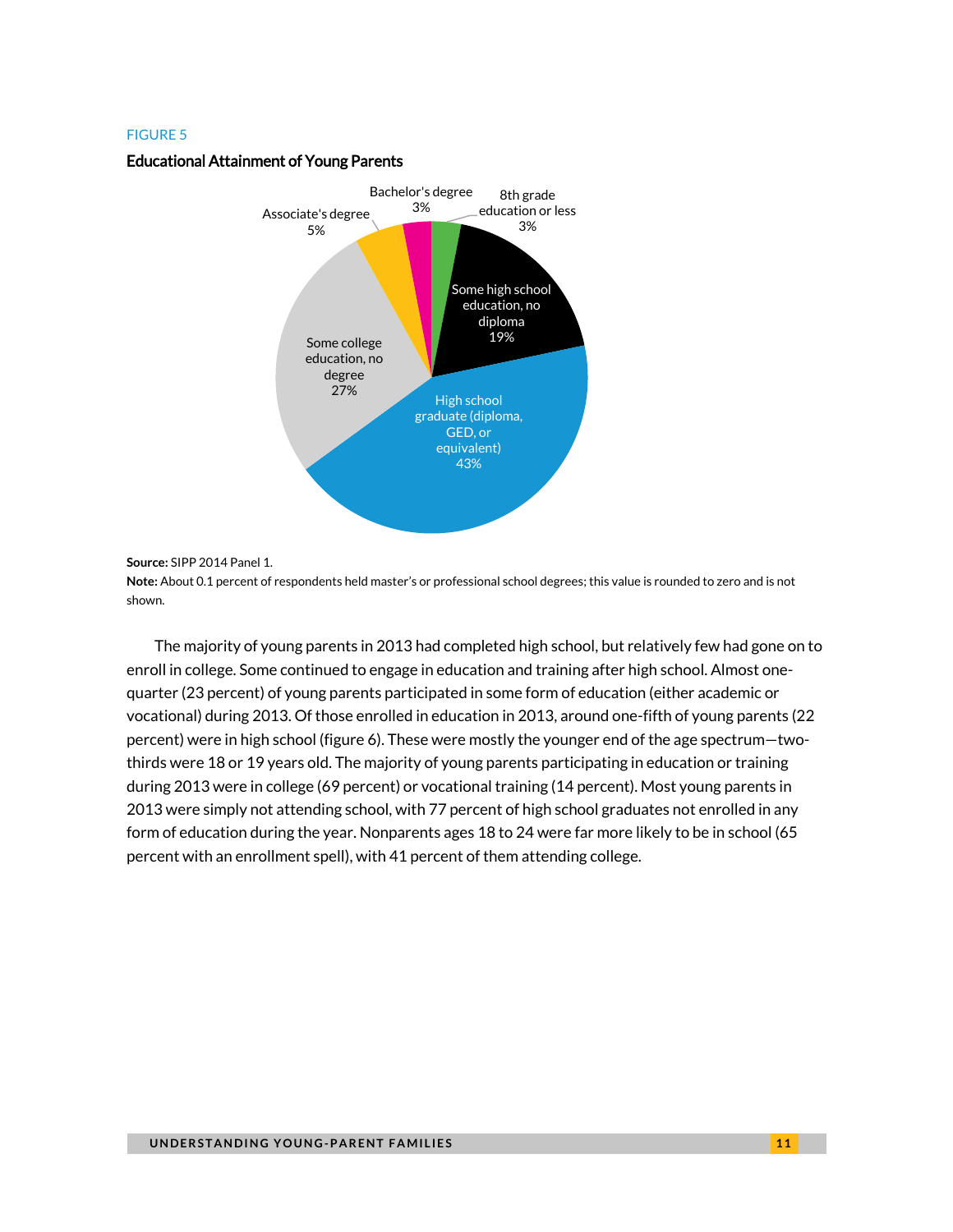FIGURE 5

**Educational Attainment of Young Parents**

8th grade education or less 3%

Some high school education, no diploma 19%

High school graduate (diploma, GED, or equivalent) 43%

Some college education, no degree 27%

Associate's degree 5%

Bachelor's degree 3%

**Source:** SIPP 2014 Panel 1.

**Note:** About 0.1 percent of respondents held master's or professional school degrees; this value is rounded to zero and is not shown.

The majority of young parents in 2013 had completed high school, but relatively few had gone on to enroll in college. Some continued to engage in education and training after high school. Almost one-quarter (23 percent) of young parents participated in some form of education (either academic or vocational) during 2013. Of those enrolled in education in 2013, around one-fifth of young parents (22 percent) were in high school (figure 6). These were mostly the younger end of the age spectrum—two-thirds were 18 or 19 years old. The majority of young parents participating in education or training during 2013 were in college (69 percent) or vocational training (14 percent). Most young parents in 2013 were simply not attending school, with 77 percent of high school graduates not enrolled in any form of education during the year. Nonparents ages 18 to 24 were far more likely to be in school (65 percent with an enrollment spell), with 41 percent of them attending college.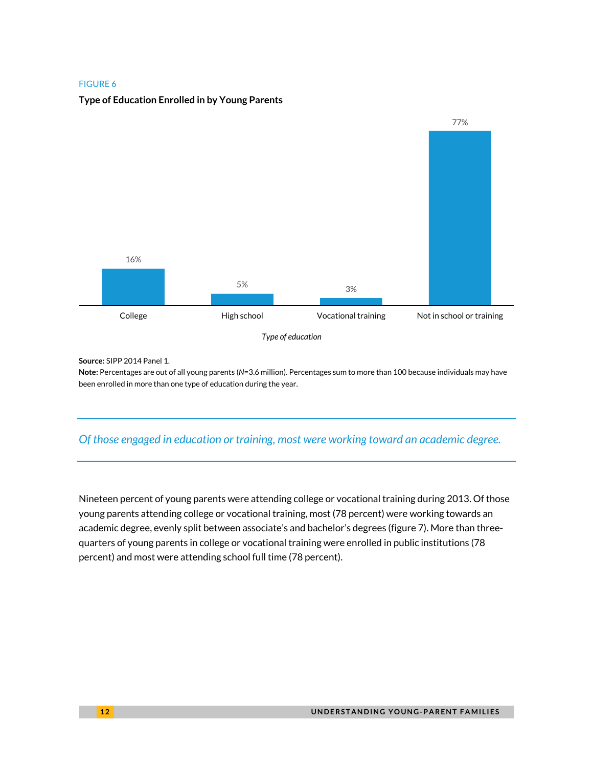FIGURE 6

**Type of Education Enrolled in by Young Parents**

| Type of education | Percent |
|---|---|
| College | 16% |
| High school | 5% |
| Vocational training | 3% |
| Not in school or training | 77% |

**Source:** SIPP 2014 Panel 1.
**Note:** Percentages are out of all young parents (*N*=3.6 million). Percentages sum to more than 100 because individuals may have been enrolled in more than one type of education during the year.

*Of those engaged in education or training, most were working toward an academic degree.*

Nineteen percent of young parents were attending college or vocational training during 2013. Of those young parents attending college or vocational training, most (78 percent) were working towards an academic degree, evenly split between associate's and bachelor's degrees (figure 7). More than three-quarters of young parents in college or vocational training were enrolled in public institutions (78 percent) and most were attending school full time (78 percent).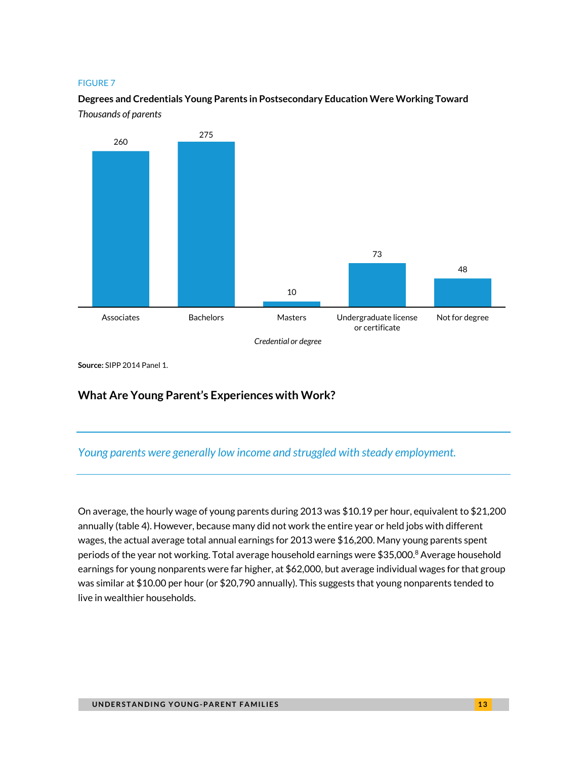FIGURE 7

**Degrees and Credentials Young Parents in Postsecondary Education Were Working Toward**

*Thousands of parents*

| Credential or degree | Thousands of parents |
|---|---|
| Associates | 260 |
| Bachelors | 275 |
| Masters | 10 |
| Undergraduate license or certificate | 73 |
| Not for degree | 48 |

**Source:** SIPP 2014 Panel 1.

## What Are Young Parent's Experiences with Work?

*Young parents were generally low income and struggled with steady employment.*

On average, the hourly wage of young parents during 2013 was $10.19 per hour, equivalent to $21,200 annually (table 4). However, because many did not work the entire year or held jobs with different wages, the actual average total annual earnings for 2013 were $16,200. Many young parents spent periods of the year not working. Total average household earnings were $35,000.[8] Average household earnings for young nonparents were far higher, at $62,000, but average individual wages for that group was similar at $10.00 per hour (or $20,790 annually). This suggests that young nonparents tended to live in wealthier households.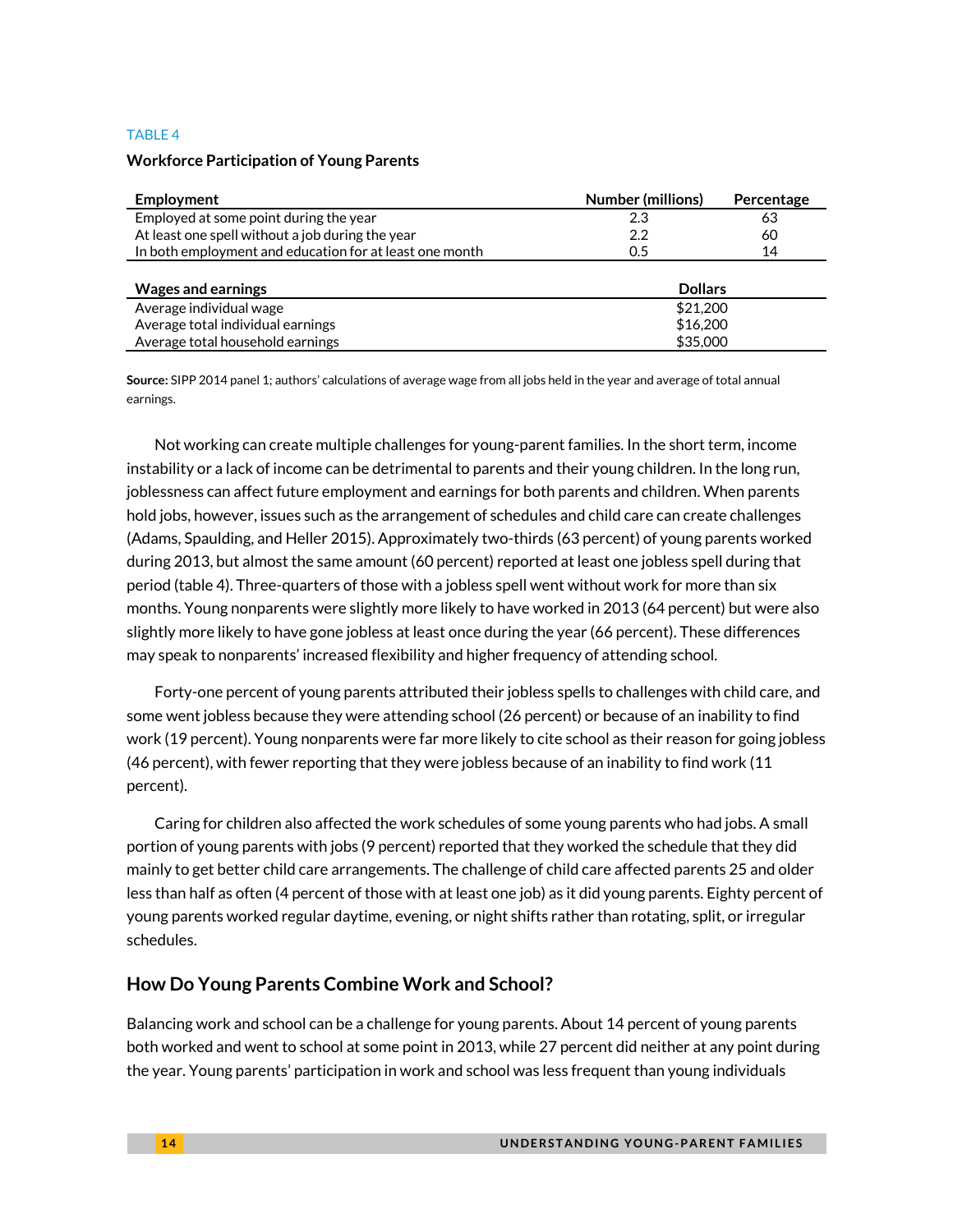TABLE 4

**Workforce Participation of Young Parents**

| Employment | Number (millions) | Percentage |
|---|---|---|
| Employed at some point during the year | 2.3 | 63 |
| At least one spell without a job during the year | 2.2 | 60 |
| In both employment and education for at least one month | 0.5 | 14 |

| Wages and earnings | Dollars |
|---|---|
| Average individual wage | $21,200 |
| Average total individual earnings | $16,200 |
| Average total household earnings | $35,000 |

**Source:** SIPP 2014 panel 1; authors' calculations of average wage from all jobs held in the year and average of total annual earnings.

Not working can create multiple challenges for young-parent families. In the short term, income instability or a lack of income can be detrimental to parents and their young children. In the long run, joblessness can affect future employment and earnings for both parents and children. When parents hold jobs, however, issues such as the arrangement of schedules and child care can create challenges (Adams, Spaulding, and Heller 2015). Approximately two-thirds (63 percent) of young parents worked during 2013, but almost the same amount (60 percent) reported at least one jobless spell during that period (table 4). Three-quarters of those with a jobless spell went without work for more than six months. Young nonparents were slightly more likely to have worked in 2013 (64 percent) but were also slightly more likely to have gone jobless at least once during the year (66 percent). These differences may speak to nonparents' increased flexibility and higher frequency of attending school.

Forty-one percent of young parents attributed their jobless spells to challenges with child care, and some went jobless because they were attending school (26 percent) or because of an inability to find work (19 percent). Young nonparents were far more likely to cite school as their reason for going jobless (46 percent), with fewer reporting that they were jobless because of an inability to find work (11 percent).

Caring for children also affected the work schedules of some young parents who had jobs. A small portion of young parents with jobs (9 percent) reported that they worked the schedule that they did mainly to get better child care arrangements. The challenge of child care affected parents 25 and older less than half as often (4 percent of those with at least one job) as it did young parents. Eighty percent of young parents worked regular daytime, evening, or night shifts rather than rotating, split, or irregular schedules.

## How Do Young Parents Combine Work and School?

Balancing work and school can be a challenge for young parents. About 14 percent of young parents both worked and went to school at some point in 2013, while 27 percent did neither at any point during the year. Young parents' participation in work and school was less frequent than young individuals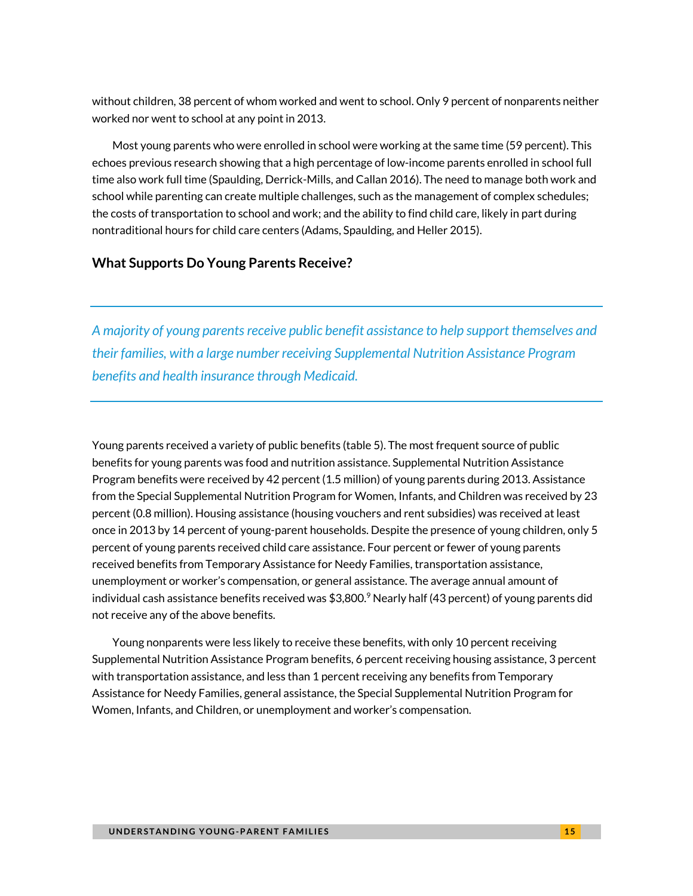without children, 38 percent of whom worked and went to school. Only 9 percent of nonparents neither worked nor went to school at any point in 2013.

Most young parents who were enrolled in school were working at the same time (59 percent). This echoes previous research showing that a high percentage of low-income parents enrolled in school full time also work full time (Spaulding, Derrick-Mills, and Callan 2016). The need to manage both work and school while parenting can create multiple challenges, such as the management of complex schedules; the costs of transportation to school and work; and the ability to find child care, likely in part during nontraditional hours for child care centers (Adams, Spaulding, and Heller 2015).

## What Supports Do Young Parents Receive?

*A majority of young parents receive public benefit assistance to help support themselves and their families, with a large number receiving Supplemental Nutrition Assistance Program benefits and health insurance through Medicaid.*

Young parents received a variety of public benefits (table 5). The most frequent source of public benefits for young parents was food and nutrition assistance. Supplemental Nutrition Assistance Program benefits were received by 42 percent (1.5 million) of young parents during 2013. Assistance from the Special Supplemental Nutrition Program for Women, Infants, and Children was received by 23 percent (0.8 million). Housing assistance (housing vouchers and rent subsidies) was received at least once in 2013 by 14 percent of young-parent households. Despite the presence of young children, only 5 percent of young parents received child care assistance. Four percent or fewer of young parents received benefits from Temporary Assistance for Needy Families, transportation assistance, unemployment or worker's compensation, or general assistance. The average annual amount of individual cash assistance benefits received was $3,800.[9] Nearly half (43 percent) of young parents did not receive any of the above benefits.

Young nonparents were less likely to receive these benefits, with only 10 percent receiving Supplemental Nutrition Assistance Program benefits, 6 percent receiving housing assistance, 3 percent with transportation assistance, and less than 1 percent receiving any benefits from Temporary Assistance for Needy Families, general assistance, the Special Supplemental Nutrition Program for Women, Infants, and Children, or unemployment and worker's compensation.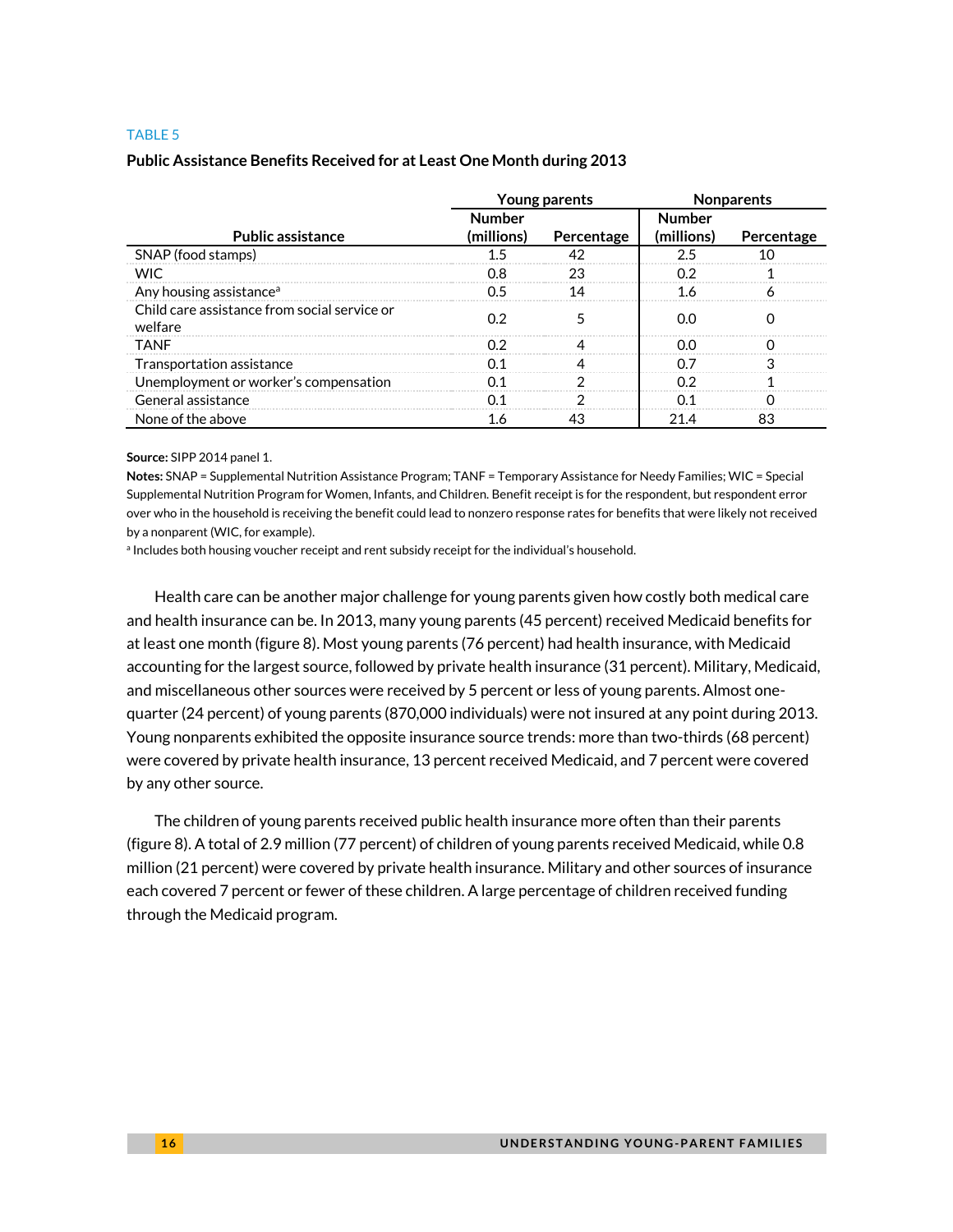TABLE 5

**Public Assistance Benefits Received for at Least One Month during 2013**

| Public assistance | Young parents | | Nonparents | |
|---|---|---|---|---|
| | Number (millions) | Percentage | Number (millions) | Percentage |
| SNAP (food stamps) | 1.5 | 42 | 2.5 | 10 |
| WIC | 0.8 | 23 | 0.2 | 1 |
| Any housing assistance[a] | 0.5 | 14 | 1.6 | 6 |
| Child care assistance from social service or welfare | 0.2 | 5 | 0.0 | 0 |
| TANF | 0.2 | 4 | 0.0 | 0 |
| Transportation assistance | 0.1 | 4 | 0.7 | 3 |
| Unemployment or worker's compensation | 0.1 | 2 | 0.2 | 1 |
| General assistance | 0.1 | 2 | 0.1 | 0 |
| None of the above | 1.6 | 43 | 21.4 | 83 |

**Source:** SIPP 2014 panel 1.

**Notes:** SNAP = Supplemental Nutrition Assistance Program; TANF = Temporary Assistance for Needy Families; WIC = Special Supplemental Nutrition Program for Women, Infants, and Children. Benefit receipt is for the respondent, but respondent error over who in the household is receiving the benefit could lead to nonzero response rates for benefits that were likely not received by a nonparent (WIC, for example).

[a] Includes both housing voucher receipt and rent subsidy receipt for the individual's household.

Health care can be another major challenge for young parents given how costly both medical care and health insurance can be. In 2013, many young parents (45 percent) received Medicaid benefits for at least one month (figure 8). Most young parents (76 percent) had health insurance, with Medicaid accounting for the largest source, followed by private health insurance (31 percent). Military, Medicaid, and miscellaneous other sources were received by 5 percent or less of young parents. Almost one-quarter (24 percent) of young parents (870,000 individuals) were not insured at any point during 2013. Young nonparents exhibited the opposite insurance source trends: more than two-thirds (68 percent) were covered by private health insurance, 13 percent received Medicaid, and 7 percent were covered by any other source.

The children of young parents received public health insurance more often than their parents (figure 8). A total of 2.9 million (77 percent) of children of young parents received Medicaid, while 0.8 million (21 percent) were covered by private health insurance. Military and other sources of insurance each covered 7 percent or fewer of these children. A large percentage of children received funding through the Medicaid program.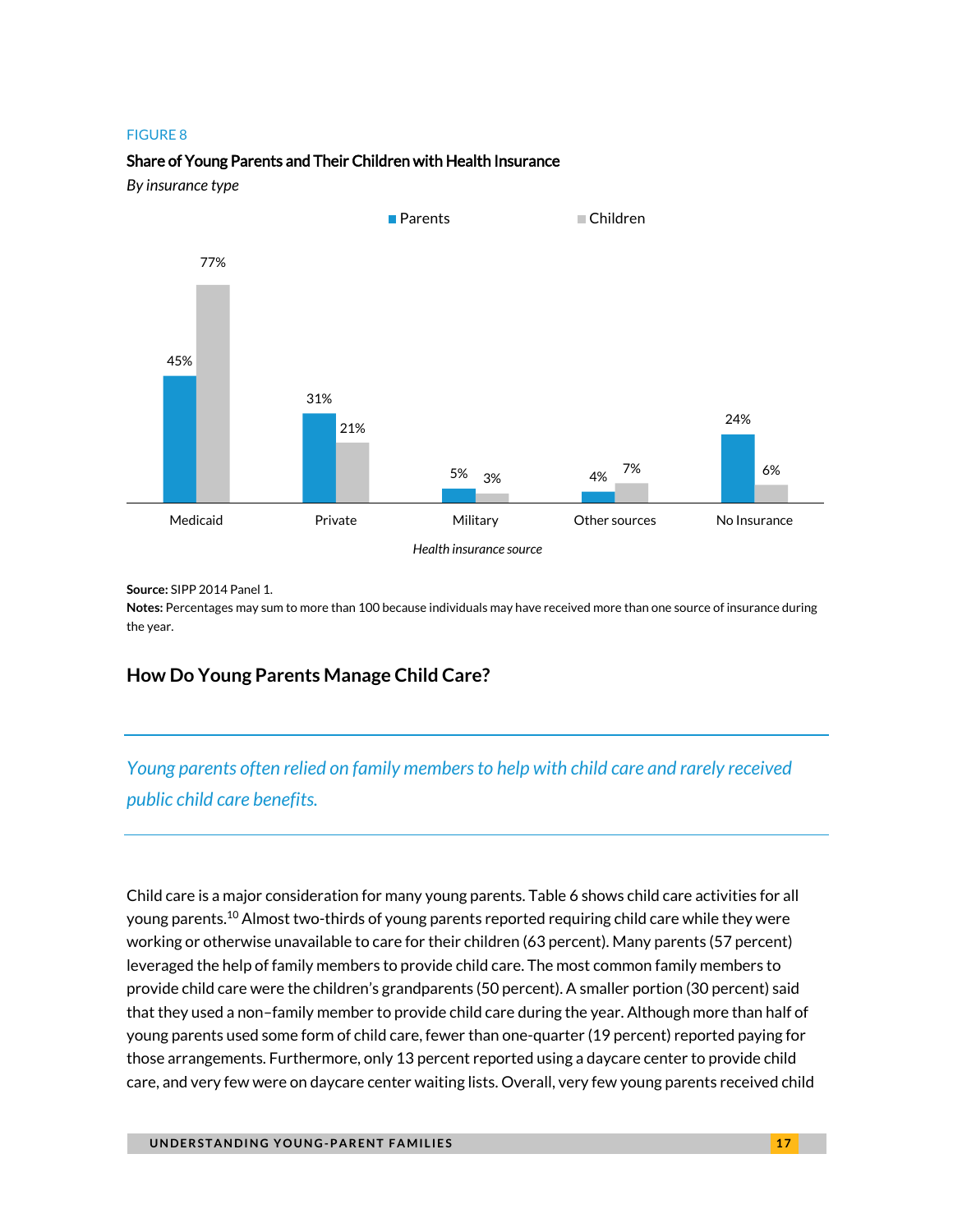FIGURE 8

**Share of Young Parents and Their Children with Health Insurance**

*By insurance type*

| Health insurance source | Parents | Children |
|---|---|---|
| Medicaid | 45% | 77% |
| Private | 31% | 21% |
| Military | 5% | 3% |
| Other sources | 4% | 7% |
| No Insurance | 24% | 6% |

**Source:** SIPP 2014 Panel 1.
**Notes:** Percentages may sum to more than 100 because individuals may have received more than one source of insurance during the year.

## How Do Young Parents Manage Child Care?

*Young parents often relied on family members to help with child care and rarely received public child care benefits.*

Child care is a major consideration for many young parents. Table 6 shows child care activities for all young parents.[10] Almost two-thirds of young parents reported requiring child care while they were working or otherwise unavailable to care for their children (63 percent). Many parents (57 percent) leveraged the help of family members to provide child care. The most common family members to provide child care were the children's grandparents (50 percent). A smaller portion (30 percent) said that they used a non–family member to provide child care during the year. Although more than half of young parents used some form of child care, fewer than one-quarter (19 percent) reported paying for those arrangements. Furthermore, only 13 percent reported using a daycare center to provide child care, and very few were on daycare center waiting lists. Overall, very few young parents received child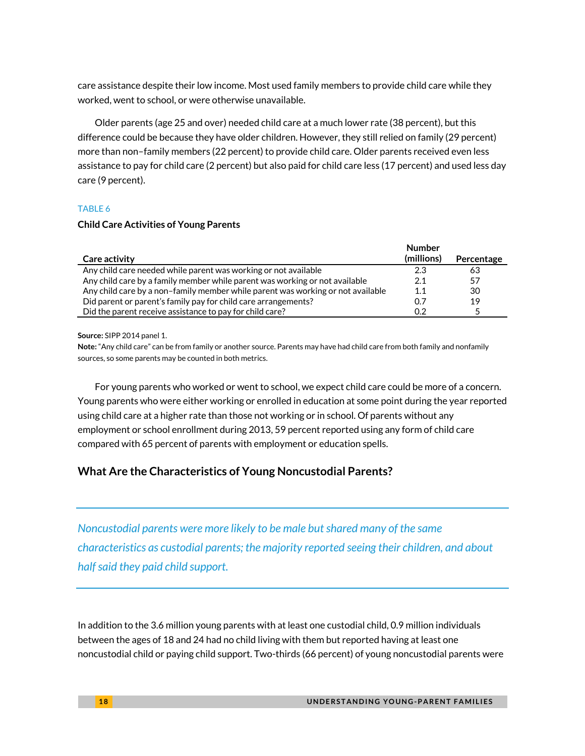care assistance despite their low income. Most used family members to provide child care while they worked, went to school, or were otherwise unavailable.

Older parents (age 25 and over) needed child care at a much lower rate (38 percent), but this difference could be because they have older children. However, they still relied on family (29 percent) more than non–family members (22 percent) to provide child care. Older parents received even less assistance to pay for child care (2 percent) but also paid for child care less (17 percent) and used less day care (9 percent).

TABLE 6

**Child Care Activities of Young Parents**

| Care activity | Number (millions) | Percentage |
|---|---|---|
| Any child care needed while parent was working or not available | 2.3 | 63 |
| Any child care by a family member while parent was working or not available | 2.1 | 57 |
| Any child care by a non–family member while parent was working or not available | 1.1 | 30 |
| Did parent or parent's family pay for child care arrangements? | 0.7 | 19 |
| Did the parent receive assistance to pay for child care? | 0.2 | 5 |

**Source:** SIPP 2014 panel 1.
**Note:** "Any child care" can be from family or another source. Parents may have had child care from both family and nonfamily sources, so some parents may be counted in both metrics.

For young parents who worked or went to school, we expect child care could be more of a concern. Young parents who were either working or enrolled in education at some point during the year reported using child care at a higher rate than those not working or in school. Of parents without any employment or school enrollment during 2013, 59 percent reported using any form of child care compared with 65 percent of parents with employment or education spells.

## What Are the Characteristics of Young Noncustodial Parents?

*Noncustodial parents were more likely to be male but shared many of the same characteristics as custodial parents; the majority reported seeing their children, and about half said they paid child support.*

In addition to the 3.6 million young parents with at least one custodial child, 0.9 million individuals between the ages of 18 and 24 had no child living with them but reported having at least one noncustodial child or paying child support. Two-thirds (66 percent) of young noncustodial parents were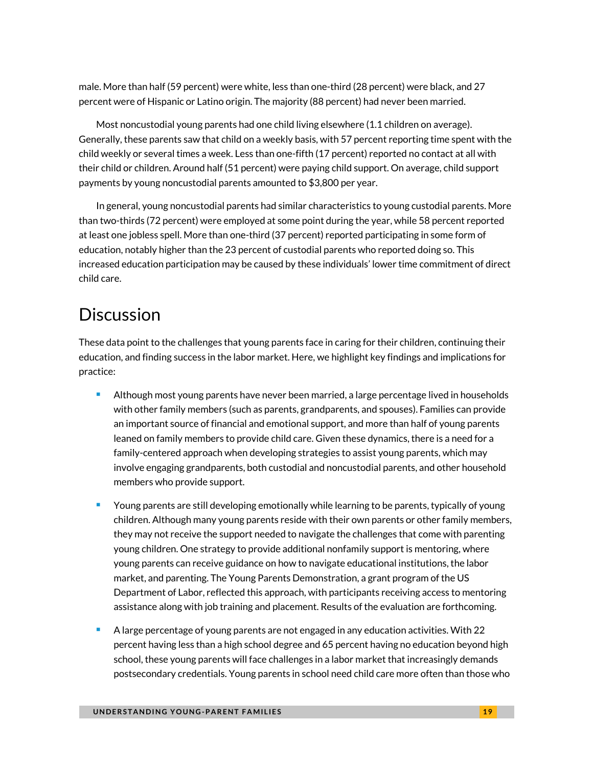male. More than half (59 percent) were white, less than one-third (28 percent) were black, and 27 percent were of Hispanic or Latino origin. The majority (88 percent) had never been married.

Most noncustodial young parents had one child living elsewhere (1.1 children on average). Generally, these parents saw that child on a weekly basis, with 57 percent reporting time spent with the child weekly or several times a week. Less than one-fifth (17 percent) reported no contact at all with their child or children. Around half (51 percent) were paying child support. On average, child support payments by young noncustodial parents amounted to $3,800 per year.

In general, young noncustodial parents had similar characteristics to young custodial parents. More than two-thirds (72 percent) were employed at some point during the year, while 58 percent reported at least one jobless spell. More than one-third (37 percent) reported participating in some form of education, notably higher than the 23 percent of custodial parents who reported doing so. This increased education participation may be caused by these individuals' lower time commitment of direct child care.

# Discussion

These data point to the challenges that young parents face in caring for their children, continuing their education, and finding success in the labor market. Here, we highlight key findings and implications for practice:

- Although most young parents have never been married, a large percentage lived in households with other family members (such as parents, grandparents, and spouses). Families can provide an important source of financial and emotional support, and more than half of young parents leaned on family members to provide child care. Given these dynamics, there is a need for a family-centered approach when developing strategies to assist young parents, which may involve engaging grandparents, both custodial and noncustodial parents, and other household members who provide support.
- Young parents are still developing emotionally while learning to be parents, typically of young children. Although many young parents reside with their own parents or other family members, they may not receive the support needed to navigate the challenges that come with parenting young children. One strategy to provide additional nonfamily support is mentoring, where young parents can receive guidance on how to navigate educational institutions, the labor market, and parenting. The Young Parents Demonstration, a grant program of the US Department of Labor, reflected this approach, with participants receiving access to mentoring assistance along with job training and placement. Results of the evaluation are forthcoming.
- A large percentage of young parents are not engaged in any education activities. With 22 percent having less than a high school degree and 65 percent having no education beyond high school, these young parents will face challenges in a labor market that increasingly demands postsecondary credentials. Young parents in school need child care more often than those who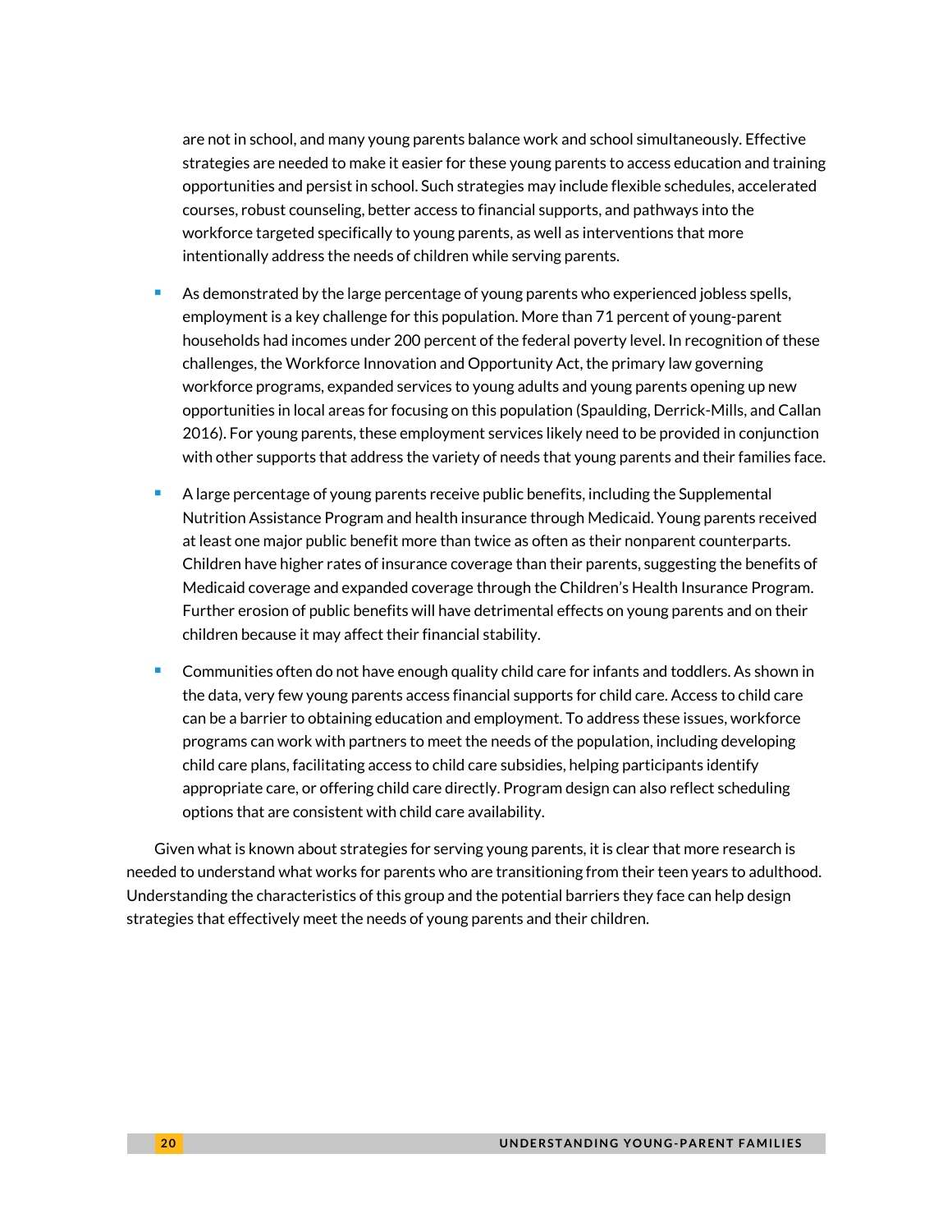are not in school, and many young parents balance work and school simultaneously. Effective strategies are needed to make it easier for these young parents to access education and training opportunities and persist in school. Such strategies may include flexible schedules, accelerated courses, robust counseling, better access to financial supports, and pathways into the workforce targeted specifically to young parents, as well as interventions that more intentionally address the needs of children while serving parents.

- As demonstrated by the large percentage of young parents who experienced jobless spells, employment is a key challenge for this population. More than 71 percent of young-parent households had incomes under 200 percent of the federal poverty level. In recognition of these challenges, the Workforce Innovation and Opportunity Act, the primary law governing workforce programs, expanded services to young adults and young parents opening up new opportunities in local areas for focusing on this population (Spaulding, Derrick-Mills, and Callan 2016). For young parents, these employment services likely need to be provided in conjunction with other supports that address the variety of needs that young parents and their families face.

- A large percentage of young parents receive public benefits, including the Supplemental Nutrition Assistance Program and health insurance through Medicaid. Young parents received at least one major public benefit more than twice as often as their nonparent counterparts. Children have higher rates of insurance coverage than their parents, suggesting the benefits of Medicaid coverage and expanded coverage through the Children's Health Insurance Program. Further erosion of public benefits will have detrimental effects on young parents and on their children because it may affect their financial stability.

- Communities often do not have enough quality child care for infants and toddlers. As shown in the data, very few young parents access financial supports for child care. Access to child care can be a barrier to obtaining education and employment. To address these issues, workforce programs can work with partners to meet the needs of the population, including developing child care plans, facilitating access to child care subsidies, helping participants identify appropriate care, or offering child care directly. Program design can also reflect scheduling options that are consistent with child care availability.

Given what is known about strategies for serving young parents, it is clear that more research is needed to understand what works for parents who are transitioning from their teen years to adulthood. Understanding the characteristics of this group and the potential barriers they face can help design strategies that effectively meet the needs of young parents and their children.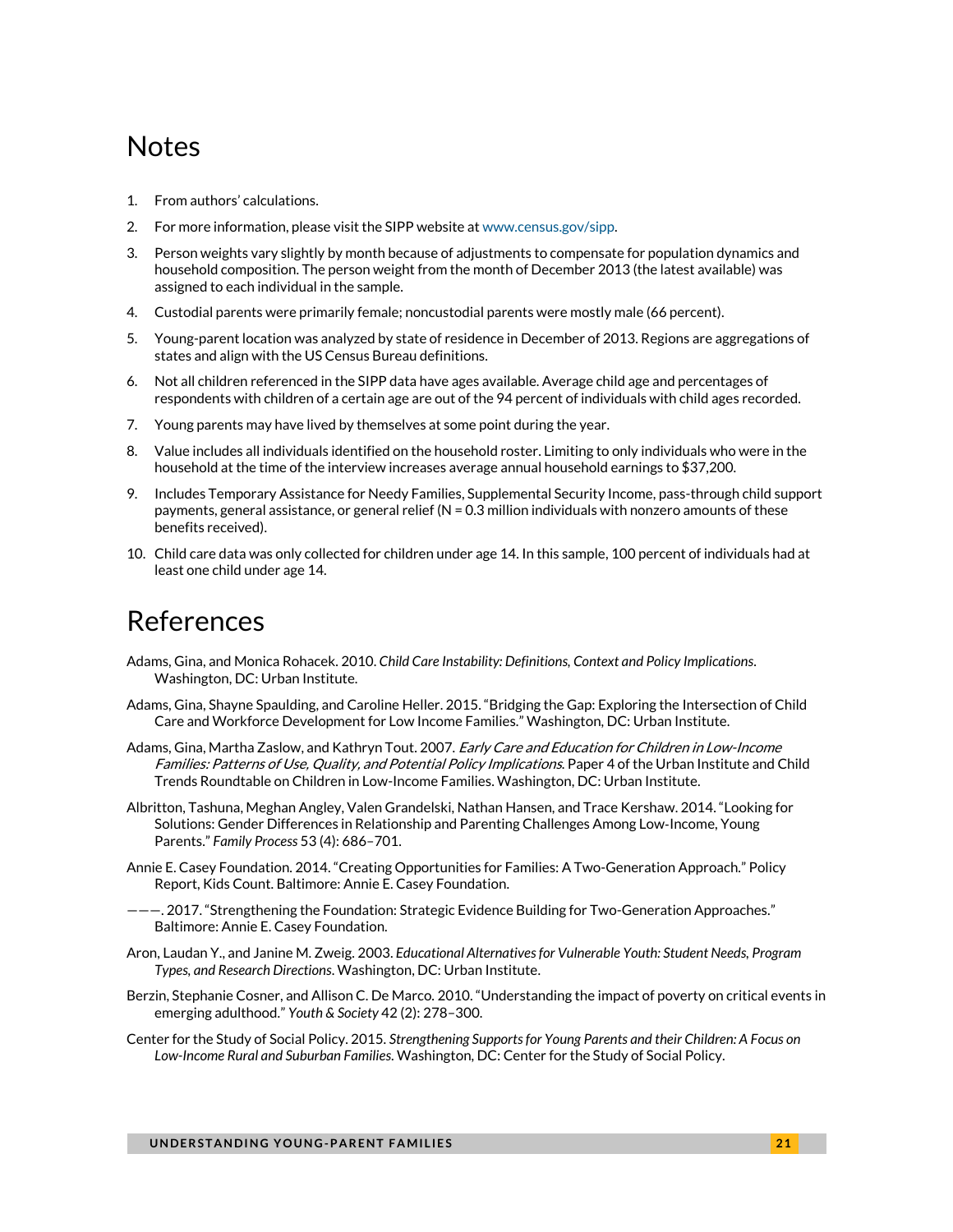## Notes

1. From authors' calculations.
2. For more information, please visit the SIPP website at www.census.gov/sipp.
3. Person weights vary slightly by month because of adjustments to compensate for population dynamics and household composition. The person weight from the month of December 2013 (the latest available) was assigned to each individual in the sample.
4. Custodial parents were primarily female; noncustodial parents were mostly male (66 percent).
5. Young-parent location was analyzed by state of residence in December of 2013. Regions are aggregations of states and align with the US Census Bureau definitions.
6. Not all children referenced in the SIPP data have ages available. Average child age and percentages of respondents with children of a certain age are out of the 94 percent of individuals with child ages recorded.
7. Young parents may have lived by themselves at some point during the year.
8. Value includes all individuals identified on the household roster. Limiting to only individuals who were in the household at the time of the interview increases average annual household earnings to $37,200.
9. Includes Temporary Assistance for Needy Families, Supplemental Security Income, pass-through child support payments, general assistance, or general relief (N = 0.3 million individuals with nonzero amounts of these benefits received).
10. Child care data was only collected for children under age 14. In this sample, 100 percent of individuals had at least one child under age 14.

## References

Adams, Gina, and Monica Rohacek. 2010. *Child Care Instability: Definitions, Context and Policy Implications*. Washington, DC: Urban Institute.

Adams, Gina, Shayne Spaulding, and Caroline Heller. 2015. "Bridging the Gap: Exploring the Intersection of Child Care and Workforce Development for Low Income Families." Washington, DC: Urban Institute.

Adams, Gina, Martha Zaslow, and Kathryn Tout. 2007. *Early Care and Education for Children in Low-Income Families: Patterns of Use, Quality, and Potential Policy Implications.* Paper 4 of the Urban Institute and Child Trends Roundtable on Children in Low-Income Families. Washington, DC: Urban Institute.

Albritton, Tashuna, Meghan Angley, Valen Grandelski, Nathan Hansen, and Trace Kershaw. 2014. "Looking for Solutions: Gender Differences in Relationship and Parenting Challenges Among Low-Income, Young Parents." *Family Process* 53 (4): 686–701.

Annie E. Casey Foundation. 2014. "Creating Opportunities for Families: A Two-Generation Approach." Policy Report, Kids Count. Baltimore: Annie E. Casey Foundation.

———. 2017. "Strengthening the Foundation: Strategic Evidence Building for Two-Generation Approaches." Baltimore: Annie E. Casey Foundation.

Aron, Laudan Y., and Janine M. Zweig. 2003. *Educational Alternatives for Vulnerable Youth: Student Needs, Program Types, and Research Directions*. Washington, DC: Urban Institute.

Berzin, Stephanie Cosner, and Allison C. De Marco. 2010. "Understanding the impact of poverty on critical events in emerging adulthood." *Youth & Society* 42 (2): 278–300.

Center for the Study of Social Policy. 2015. *Strengthening Supports for Young Parents and their Children: A Focus on Low-Income Rural and Suburban Families*. Washington, DC: Center for the Study of Social Policy.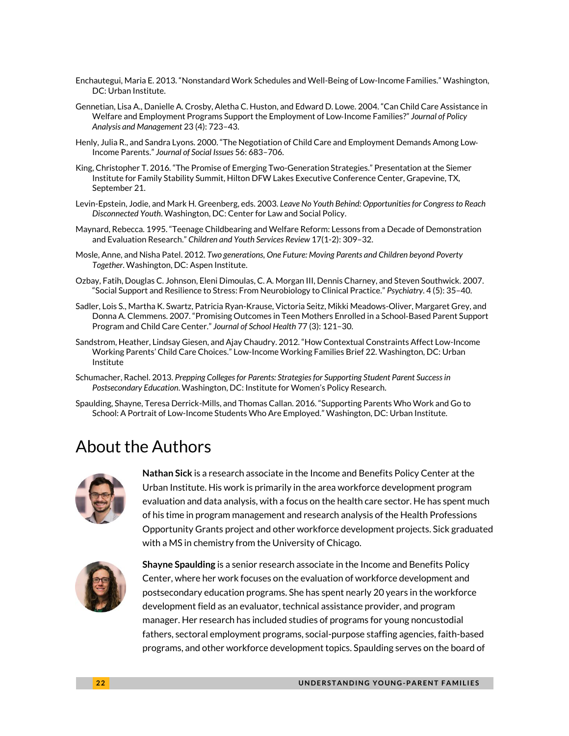Enchautegui, Maria E. 2013. "Nonstandard Work Schedules and Well-Being of Low-Income Families." Washington, DC: Urban Institute.

Gennetian, Lisa A., Danielle A. Crosby, Aletha C. Huston, and Edward D. Lowe. 2004. "Can Child Care Assistance in Welfare and Employment Programs Support the Employment of Low-Income Families?" *Journal of Policy Analysis and Management* 23 (4): 723–43.

Henly, Julia R., and Sandra Lyons. 2000. "The Negotiation of Child Care and Employment Demands Among Low-Income Parents." *Journal of Social Issues* 56: 683–706.

King, Christopher T. 2016. "The Promise of Emerging Two-Generation Strategies." Presentation at the Siemer Institute for Family Stability Summit, Hilton DFW Lakes Executive Conference Center, Grapevine, TX, September 21.

Levin-Epstein, Jodie, and Mark H. Greenberg, eds. 2003. *Leave No Youth Behind: Opportunities for Congress to Reach Disconnected Youth*. Washington, DC: Center for Law and Social Policy.

Maynard, Rebecca. 1995. "Teenage Childbearing and Welfare Reform: Lessons from a Decade of Demonstration and Evaluation Research." *Children and Youth Services Review* 17(1-2): 309–32.

Mosle, Anne, and Nisha Patel. 2012. *Two generations, One Future: Moving Parents and Children beyond Poverty Together*. Washington, DC: Aspen Institute.

Ozbay, Fatih, Douglas C. Johnson, Eleni Dimoulas, C. A. Morgan III, Dennis Charney, and Steven Southwick. 2007. "Social Support and Resilience to Stress: From Neurobiology to Clinical Practice." *Psychiatry*. 4 (5): 35–40.

Sadler, Lois S., Martha K. Swartz, Patricia Ryan-Krause, Victoria Seitz, Mikki Meadows-Oliver, Margaret Grey, and Donna A. Clemmens. 2007. "Promising Outcomes in Teen Mothers Enrolled in a School-Based Parent Support Program and Child Care Center." *Journal of School Health* 77 (3): 121–30.

Sandstrom, Heather, Lindsay Giesen, and Ajay Chaudry. 2012. "How Contextual Constraints Affect Low-Income Working Parents' Child Care Choices." Low-Income Working Families Brief 22. Washington, DC: Urban Institute

Schumacher, Rachel. 2013. *Prepping Colleges for Parents: Strategies for Supporting Student Parent Success in Postsecondary Education*. Washington, DC: Institute for Women's Policy Research.

Spaulding, Shayne, Teresa Derrick-Mills, and Thomas Callan. 2016. "Supporting Parents Who Work and Go to School: A Portrait of Low-Income Students Who Are Employed." Washington, DC: Urban Institute.

# About the Authors

**Nathan Sick** is a research associate in the Income and Benefits Policy Center at the Urban Institute. His work is primarily in the area workforce development program evaluation and data analysis, with a focus on the health care sector. He has spent much of his time in program management and research analysis of the Health Professions Opportunity Grants project and other workforce development projects. Sick graduated with a MS in chemistry from the University of Chicago.

**Shayne Spaulding** is a senior research associate in the Income and Benefits Policy Center, where her work focuses on the evaluation of workforce development and postsecondary education programs. She has spent nearly 20 years in the workforce development field as an evaluator, technical assistance provider, and program manager. Her research has included studies of programs for young noncustodial fathers, sectoral employment programs, social-purpose staffing agencies, faith-based programs, and other workforce development topics. Spaulding serves on the board of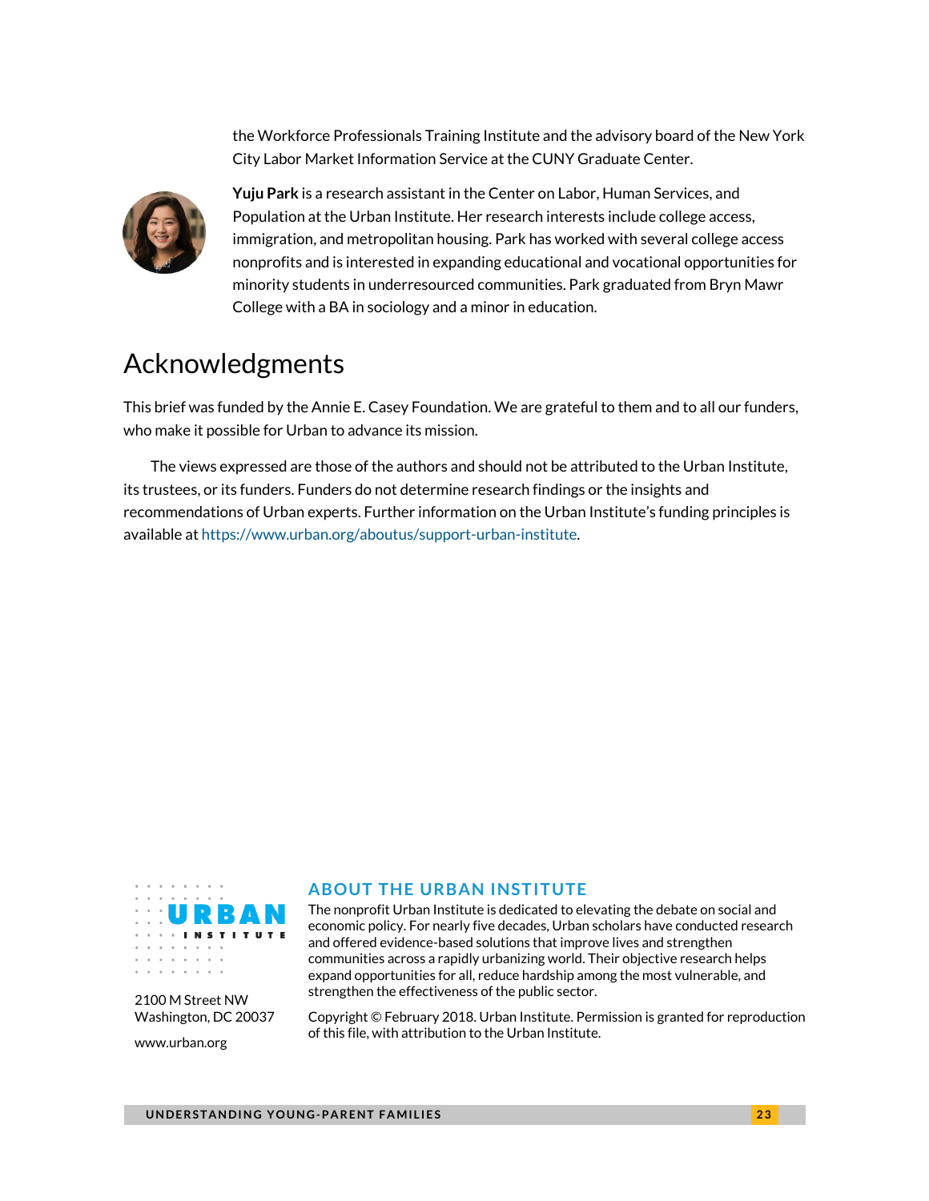the Workforce Professionals Training Institute and the advisory board of the New York City Labor Market Information Service at the CUNY Graduate Center.

**Yuju Park** is a research assistant in the Center on Labor, Human Services, and Population at the Urban Institute. Her research interests include college access, immigration, and metropolitan housing. Park has worked with several college access nonprofits and is interested in expanding educational and vocational opportunities for minority students in underresourced communities. Park graduated from Bryn Mawr College with a BA in sociology and a minor in education.

## Acknowledgments

This brief was funded by the Annie E. Casey Foundation. We are grateful to them and to all our funders, who make it possible for Urban to advance its mission.

The views expressed are those of the authors and should not be attributed to the Urban Institute, its trustees, or its funders. Funders do not determine research findings or the insights and recommendations of Urban experts. Further information on the Urban Institute's funding principles is available at https://www.urban.org/aboutus/support-urban-institute.

URBAN INSTITUTE

2100 M Street NW
Washington, DC 20037

www.urban.org

### ABOUT THE URBAN INSTITUTE

The nonprofit Urban Institute is dedicated to elevating the debate on social and economic policy. For nearly five decades, Urban scholars have conducted research and offered evidence-based solutions that improve lives and strengthen communities across a rapidly urbanizing world. Their objective research helps expand opportunities for all, reduce hardship among the most vulnerable, and strengthen the effectiveness of the public sector.

Copyright © February 2018. Urban Institute. Permission is granted for reproduction of this file, with attribution to the Urban Institute.